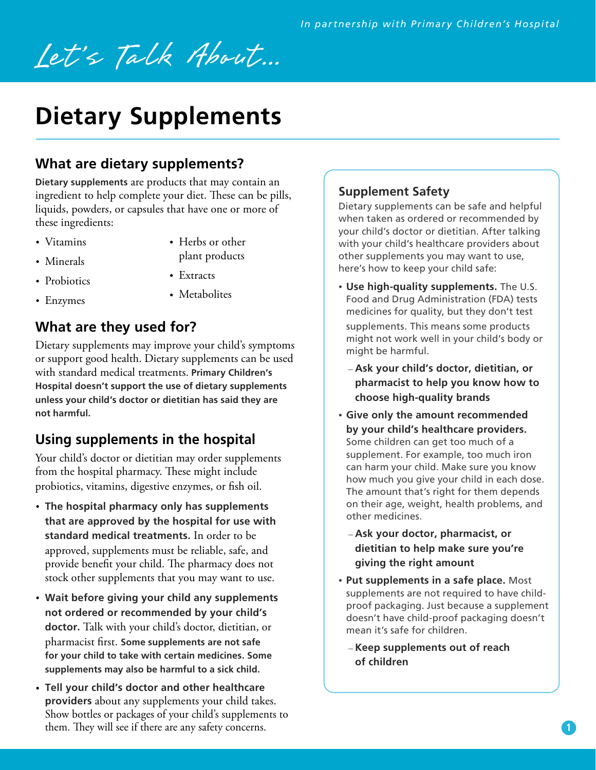*In partnership with Primary Children's Hospital*

*Let's Talk About...*

# Dietary Supplements

## What are dietary supplements?

**Dietary supplements** are products that may contain an ingredient to help complete your diet. These can be pills, liquids, powders, or capsules that have one or more of these ingredients:

- Vitamins
- Minerals
- Probiotics
- Enzymes
- Herbs or other plant products
- Extracts
- Metabolites

## What are they used for?

Dietary supplements may improve your child's symptoms or support good health. Dietary supplements can be used with standard medical treatments. **Primary Children's Hospital doesn't support the use of dietary supplements unless your child's doctor or dietitian has said they are not harmful.**

## Using supplements in the hospital

Your child's doctor or dietitian may order supplements from the hospital pharmacy. These might include probiotics, vitamins, digestive enzymes, or fish oil.

- **The hospital pharmacy only has supplements that are approved by the hospital for use with standard medical treatments.** In order to be approved, supplements must be reliable, safe, and provide benefit your child. The pharmacy does not stock other supplements that you may want to use.
- **Wait before giving your child any supplements not ordered or recommended by your child's doctor.** Talk with your child's doctor, dietitian, or pharmacist first. **Some supplements are not safe for your child to take with certain medicines. Some supplements may also be harmful to a sick child.**
- **Tell your child's doctor and other healthcare providers** about any supplements your child takes. Show bottles or packages of your child's supplements to them. They will see if there are any safety concerns.

### Supplement Safety

Dietary supplements can be safe and helpful when taken as ordered or recommended by your child's doctor or dietitian. After talking with your child's healthcare providers about other supplements you may want to use, here's how to keep your child safe:

- **Use high-quality supplements.** The U.S. Food and Drug Administration (FDA) tests medicines for quality, but they don't test supplements. This means some products might not work well in your child's body or might be harmful.
  - **Ask your child's doctor, dietitian, or pharmacist to help you know how to choose high-quality brands**
- **Give only the amount recommended by your child's healthcare providers.** Some children can get too much of a supplement. For example, too much iron can harm your child. Make sure you know how much you give your child in each dose. The amount that's right for them depends on their age, weight, health problems, and other medicines.
  - **Ask your doctor, pharmacist, or dietitian to help make sure you're giving the right amount**
- **Put supplements in a safe place.** Most supplements are not required to have child-proof packaging. Just because a supplement doesn't have child-proof packaging doesn't mean it's safe for children.
  - **Keep supplements out of reach of children**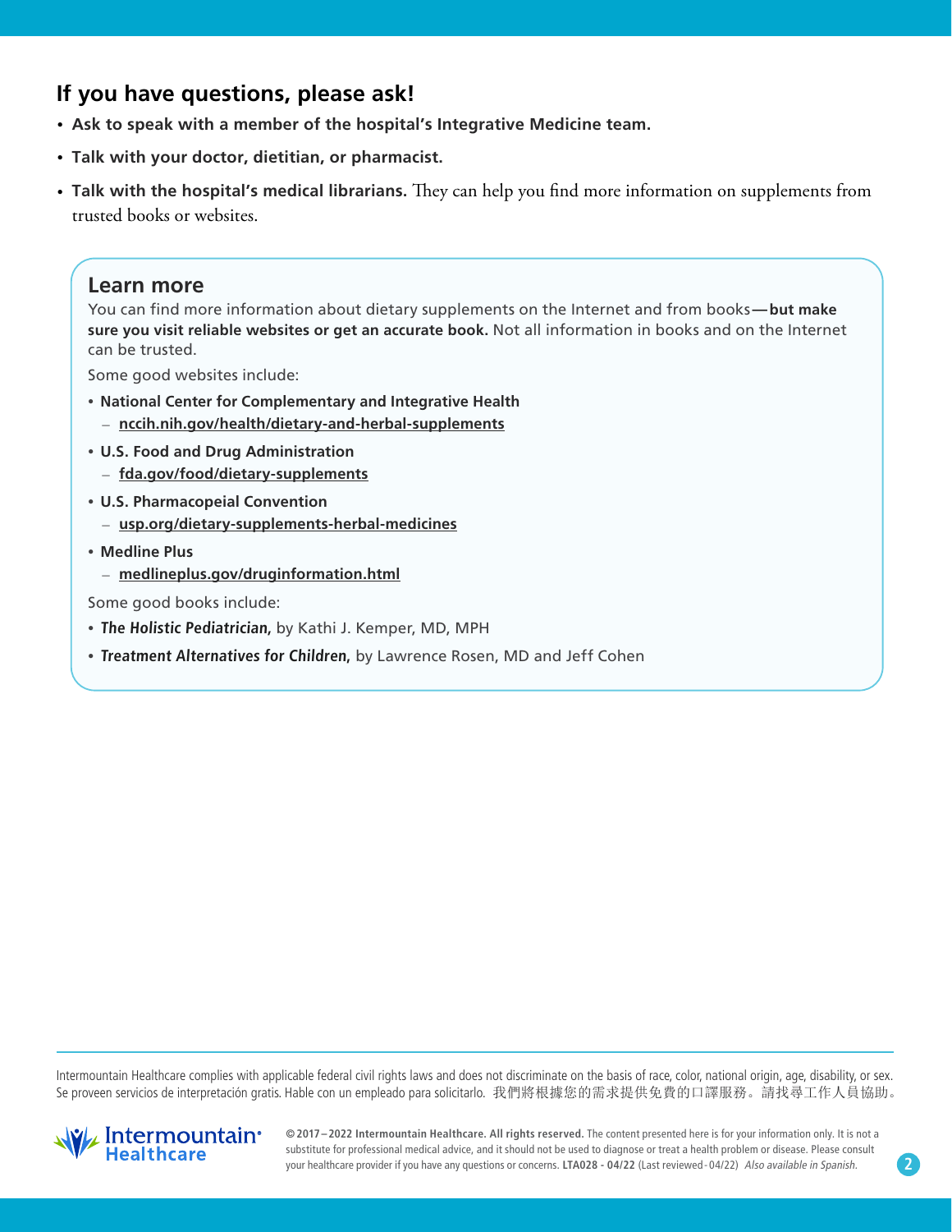## If you have questions, please ask!

- **Ask to speak with a member of the hospital's Integrative Medicine team.**
- **Talk with your doctor, dietitian, or pharmacist.**
- **Talk with the hospital's medical librarians.** They can help you find more information on supplements from trusted books or websites.

### Learn more

You can find more information about dietary supplements on the Internet and from books—**but make sure you visit reliable websites or get an accurate book.** Not all information in books and on the Internet can be trusted.

Some good websites include:

- **National Center for Complementary and Integrative Health**
  - **nccih.nih.gov/health/dietary-and-herbal-supplements**
- **U.S. Food and Drug Administration**
  - **fda.gov/food/dietary-supplements**
- **U.S. Pharmacopeial Convention**
  - **usp.org/dietary-supplements-herbal-medicines**
- **Medline Plus**
  - **medlineplus.gov/druginformation.html**

Some good books include:

- ***The Holistic Pediatrician,*** by Kathi J. Kemper, MD, MPH
- ***Treatment Alternatives for Children,*** by Lawrence Rosen, MD and Jeff Cohen

Intermountain Healthcare complies with applicable federal civil rights laws and does not discriminate on the basis of race, color, national origin, age, disability, or sex. Se proveen servicios de interpretación gratis. Hable con un empleado para solicitarlo. 我們將根據您的需求提供免費的口譯服務。請找尋工作人員協助。

Intermountain Healthcare

**© 2017–2022 Intermountain Healthcare. All rights reserved.** The content presented here is for your information only. It is not a substitute for professional medical advice, and it should not be used to diagnose or treat a health problem or disease. Please consult your healthcare provider if you have any questions or concerns. **LTA028 - 04/22** (Last reviewed - 04/22) *Also available in Spanish.*